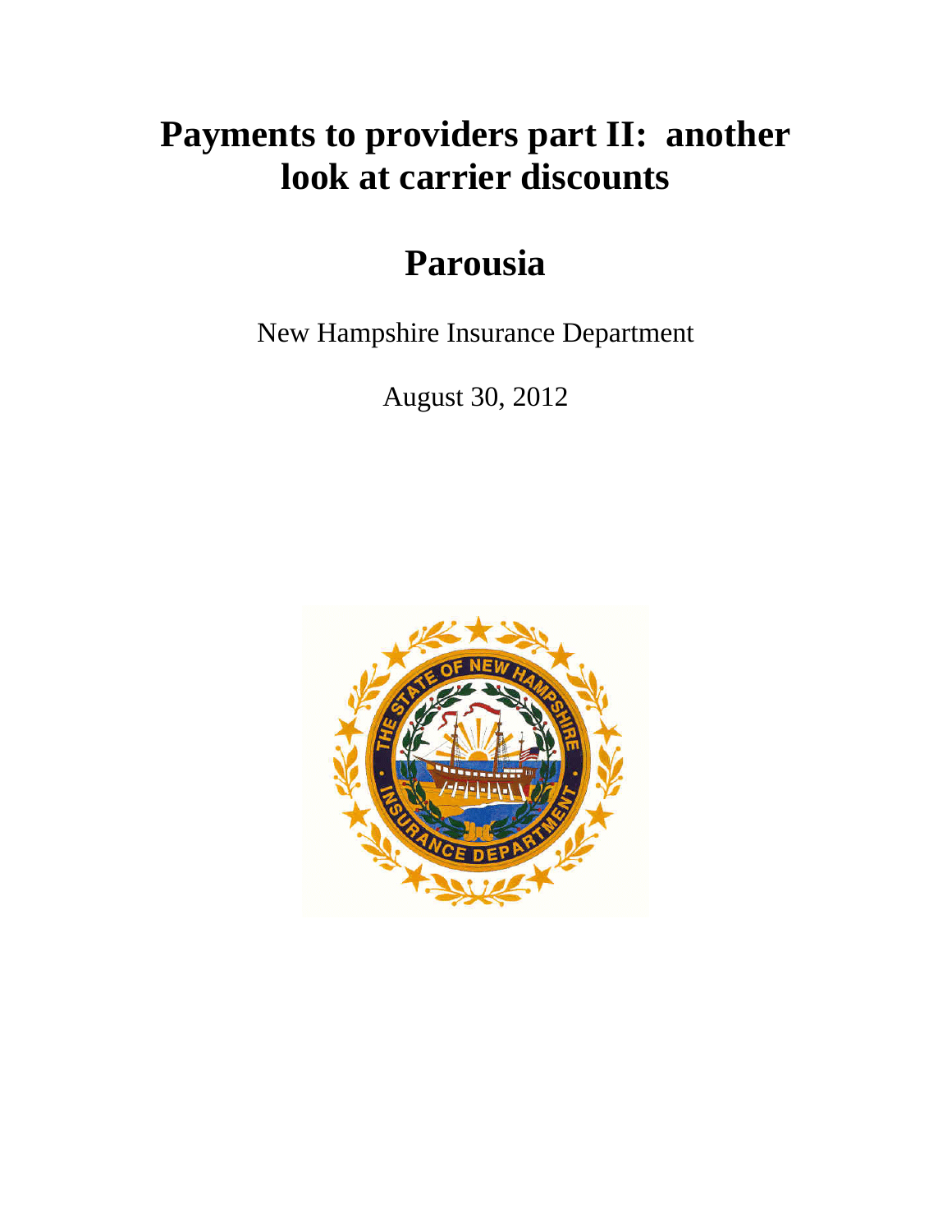# Payments to providers part II: another look at carrier discounts

## Parousia

New Hampshire Insurance Department

August 30, 2012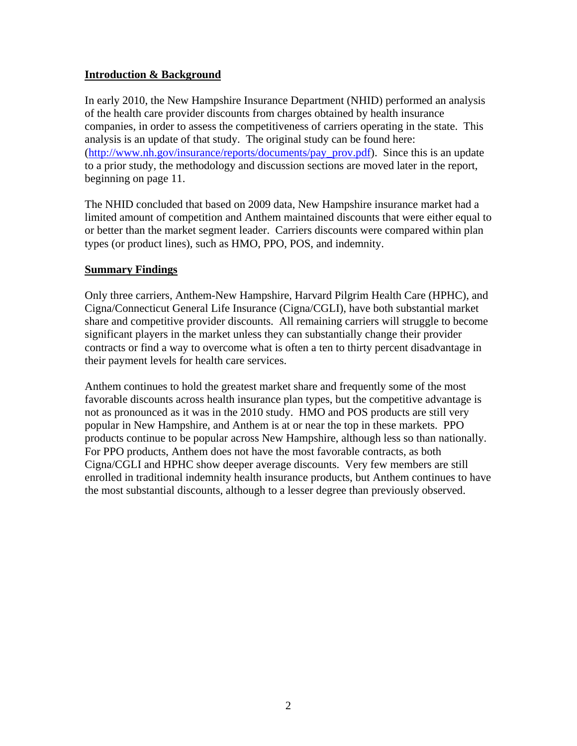## Introduction & Background

In early 2010, the New Hampshire Insurance Department (NHID) performed an analysis of the health care provider discounts from charges obtained by health insurance companies, in order to assess the competitiveness of carriers operating in the state. This analysis is an update of that study. The original study can be found here: (http://www.nh.gov/insurance/reports/documents/pay_prov.pdf). Since this is an update to a prior study, the methodology and discussion sections are moved later in the report, beginning on page 11.

The NHID concluded that based on 2009 data, New Hampshire insurance market had a limited amount of competition and Anthem maintained discounts that were either equal to or better than the market segment leader. Carriers discounts were compared within plan types (or product lines), such as HMO, PPO, POS, and indemnity.

## Summary Findings

Only three carriers, Anthem-New Hampshire, Harvard Pilgrim Health Care (HPHC), and Cigna/Connecticut General Life Insurance (Cigna/CGLI), have both substantial market share and competitive provider discounts. All remaining carriers will struggle to become significant players in the market unless they can substantially change their provider contracts or find a way to overcome what is often a ten to thirty percent disadvantage in their payment levels for health care services.

Anthem continues to hold the greatest market share and frequently some of the most favorable discounts across health insurance plan types, but the competitive advantage is not as pronounced as it was in the 2010 study. HMO and POS products are still very popular in New Hampshire, and Anthem is at or near the top in these markets. PPO products continue to be popular across New Hampshire, although less so than nationally. For PPO products, Anthem does not have the most favorable contracts, as both Cigna/CGLI and HPHC show deeper average discounts. Very few members are still enrolled in traditional indemnity health insurance products, but Anthem continues to have the most substantial discounts, although to a lesser degree than previously observed.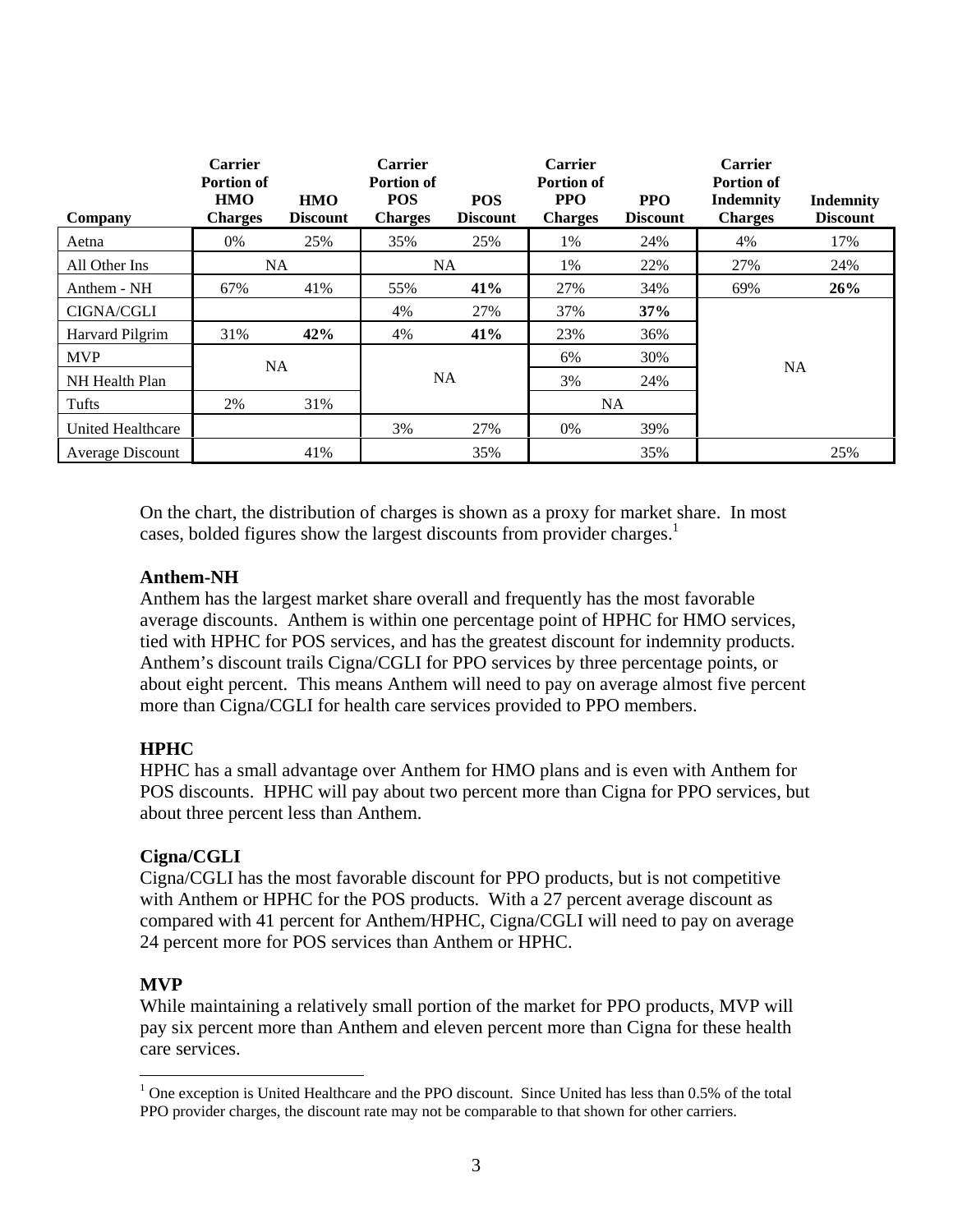| Company | Carrier Portion of HMO Charges | HMO Discount | Carrier Portion of POS Charges | POS Discount | Carrier Portion of PPO Charges | PPO Discount | Carrier Portion of Indemnity Charges | Indemnity Discount |
|---|---|---|---|---|---|---|---|---|
| Aetna | 0% | 25% | 35% | 25% | 1% | 24% | 4% | 17% |
| All Other Ins | NA | | NA | | 1% | 22% | 27% | 24% |
| Anthem - NH | 67% | 41% | 55% | **41%** | 27% | 34% | 69% | **26%** |
| CIGNA/CGLI | | | 4% | 27% | 37% | **37%** | NA | |
| Harvard Pilgrim | 31% | **42%** | 4% | **41%** | 23% | 36% | | |
| MVP | NA | | NA | | 6% | 30% | | |
| NH Health Plan | | | | | 3% | 24% | | |
| Tufts | 2% | 31% | | | NA | | | |
| United Healthcare | | | 3% | 27% | 0% | 39% | | |
| Average Discount | | 41% | | 35% | | 35% | | 25% |

On the chart, the distribution of charges is shown as a proxy for market share. In most cases, bolded figures show the largest discounts from provider charges.[1]

**Anthem-NH**

Anthem has the largest market share overall and frequently has the most favorable average discounts. Anthem is within one percentage point of HPHC for HMO services, tied with HPHC for POS services, and has the greatest discount for indemnity products. Anthem's discount trails Cigna/CGLI for PPO services by three percentage points, or about eight percent. This means Anthem will need to pay on average almost five percent more than Cigna/CGLI for health care services provided to PPO members.

**HPHC**

HPHC has a small advantage over Anthem for HMO plans and is even with Anthem for POS discounts. HPHC will pay about two percent more than Cigna for PPO services, but about three percent less than Anthem.

**Cigna/CGLI**

Cigna/CGLI has the most favorable discount for PPO products, but is not competitive with Anthem or HPHC for the POS products. With a 27 percent average discount as compared with 41 percent for Anthem/HPHC, Cigna/CGLI will need to pay on average 24 percent more for POS services than Anthem or HPHC.

**MVP**

While maintaining a relatively small portion of the market for PPO products, MVP will pay six percent more than Anthem and eleven percent more than Cigna for these health care services.

---

[1] One exception is United Healthcare and the PPO discount. Since United has less than 0.5% of the total PPO provider charges, the discount rate may not be comparable to that shown for other carriers.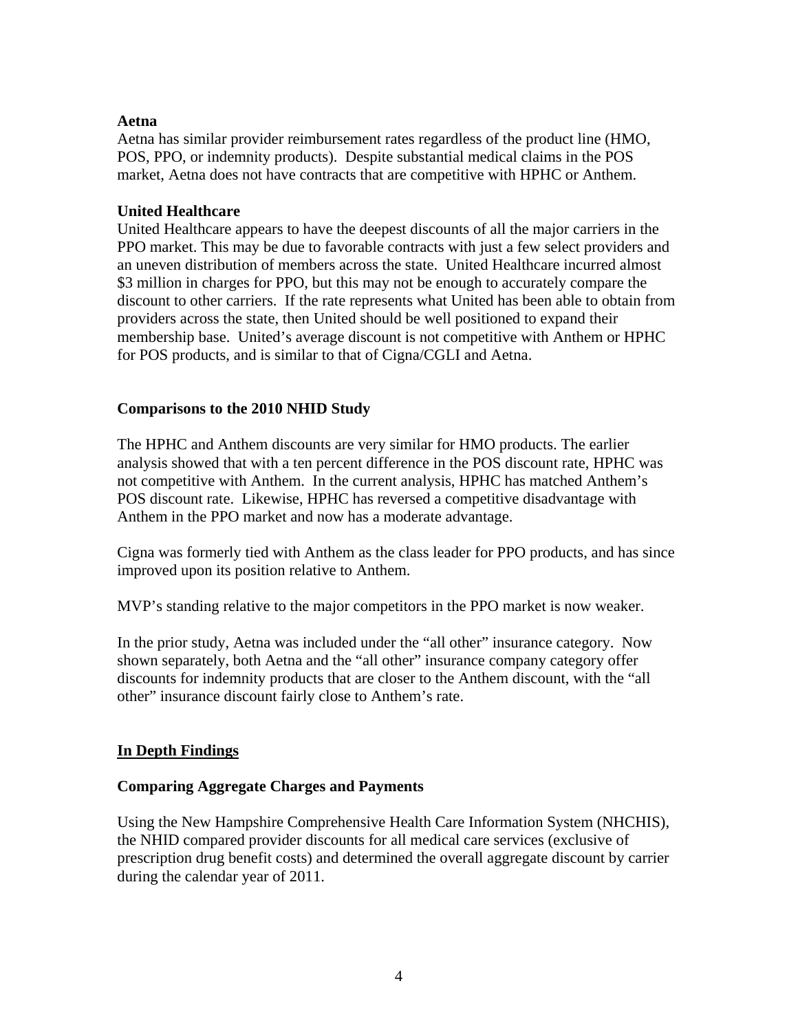**Aetna**

Aetna has similar provider reimbursement rates regardless of the product line (HMO, POS, PPO, or indemnity products). Despite substantial medical claims in the POS market, Aetna does not have contracts that are competitive with HPHC or Anthem.

**United Healthcare**

United Healthcare appears to have the deepest discounts of all the major carriers in the PPO market. This may be due to favorable contracts with just a few select providers and an uneven distribution of members across the state. United Healthcare incurred almost $3 million in charges for PPO, but this may not be enough to accurately compare the discount to other carriers. If the rate represents what United has been able to obtain from providers across the state, then United should be well positioned to expand their membership base. United's average discount is not competitive with Anthem or HPHC for POS products, and is similar to that of Cigna/CGLI and Aetna.

### Comparisons to the 2010 NHID Study

The HPHC and Anthem discounts are very similar for HMO products. The earlier analysis showed that with a ten percent difference in the POS discount rate, HPHC was not competitive with Anthem. In the current analysis, HPHC has matched Anthem's POS discount rate. Likewise, HPHC has reversed a competitive disadvantage with Anthem in the PPO market and now has a moderate advantage.

Cigna was formerly tied with Anthem as the class leader for PPO products, and has since improved upon its position relative to Anthem.

MVP's standing relative to the major competitors in the PPO market is now weaker.

In the prior study, Aetna was included under the "all other" insurance category. Now shown separately, both Aetna and the "all other" insurance company category offer discounts for indemnity products that are closer to the Anthem discount, with the "all other" insurance discount fairly close to Anthem's rate.

## In Depth Findings

### Comparing Aggregate Charges and Payments

Using the New Hampshire Comprehensive Health Care Information System (NHCHIS), the NHID compared provider discounts for all medical care services (exclusive of prescription drug benefit costs) and determined the overall aggregate discount by carrier during the calendar year of 2011.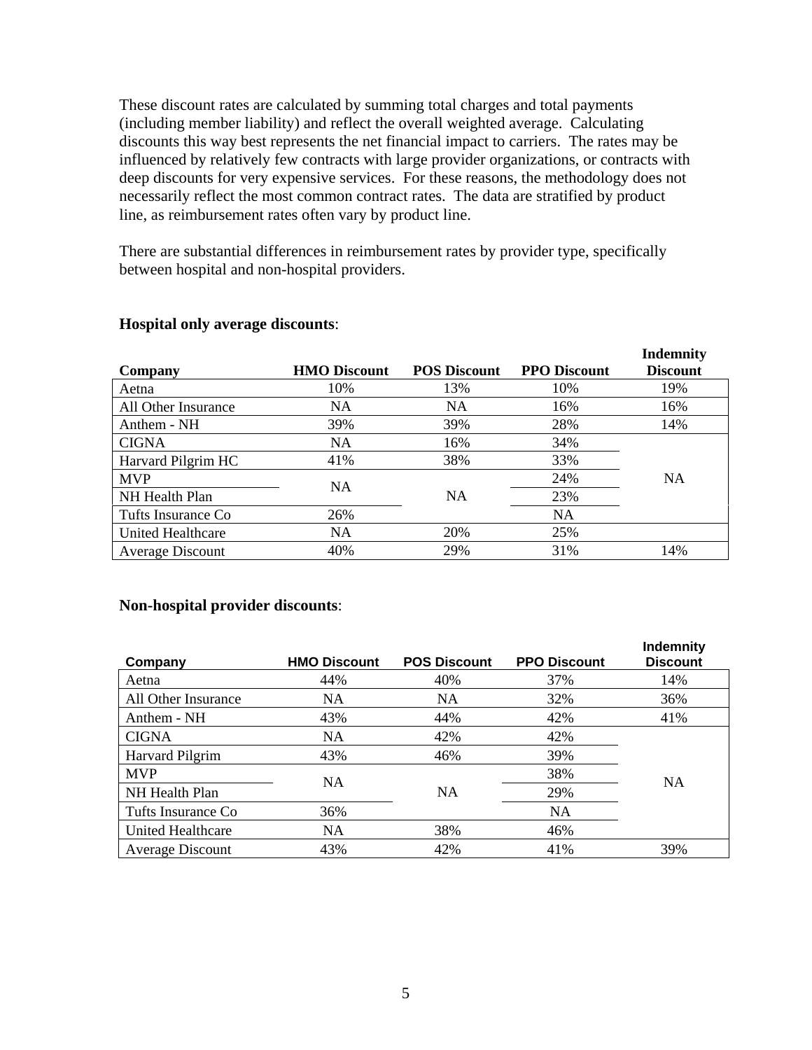These discount rates are calculated by summing total charges and total payments (including member liability) and reflect the overall weighted average. Calculating discounts this way best represents the net financial impact to carriers. The rates may be influenced by relatively few contracts with large provider organizations, or contracts with deep discounts for very expensive services. For these reasons, the methodology does not necessarily reflect the most common contract rates. The data are stratified by product line, as reimbursement rates often vary by product line.

There are substantial differences in reimbursement rates by provider type, specifically between hospital and non-hospital providers.

**Hospital only average discounts**:

| Company | HMO Discount | POS Discount | PPO Discount | Indemnity Discount |
|---|---|---|---|---|
| Aetna | 10% | 13% | 10% | 19% |
| All Other Insurance | NA | NA | 16% | 16% |
| Anthem - NH | 39% | 39% | 28% | 14% |
| CIGNA | NA | 16% | 34% | NA |
| Harvard Pilgrim HC | 41% | 38% | 33% | NA |
| MVP | NA | NA | 24% | NA |
| NH Health Plan | NA | NA | 23% | NA |
| Tufts Insurance Co | 26% | NA | NA | NA |
| United Healthcare | NA | 20% | 25% | NA |
| Average Discount | 40% | 29% | 31% | 14% |

**Non-hospital provider discounts**:

| Company | HMO Discount | POS Discount | PPO Discount | Indemnity Discount |
|---|---|---|---|---|
| Aetna | 44% | 40% | 37% | 14% |
| All Other Insurance | NA | NA | 32% | 36% |
| Anthem - NH | 43% | 44% | 42% | 41% |
| CIGNA | NA | 42% | 42% | NA |
| Harvard Pilgrim | 43% | 46% | 39% | NA |
| MVP | NA | NA | 38% | NA |
| NH Health Plan | NA | NA | 29% | NA |
| Tufts Insurance Co | 36% | NA | NA | NA |
| United Healthcare | NA | 38% | 46% | NA |
| Average Discount | 43% | 42% | 41% | 39% |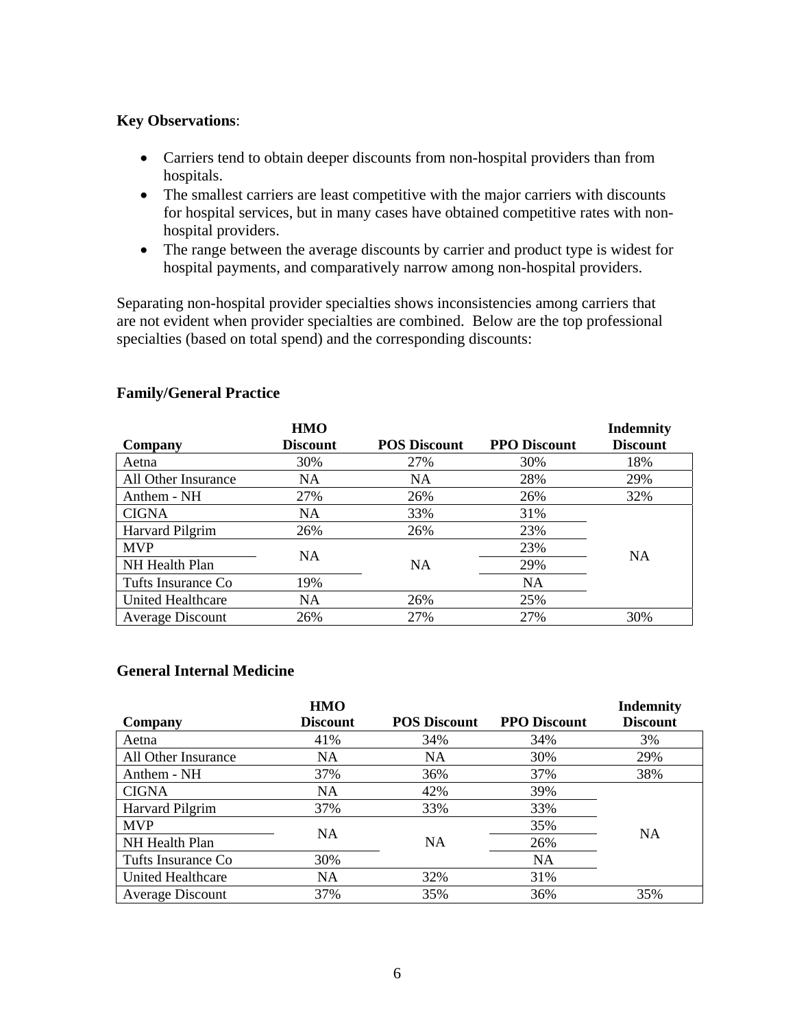**Key Observations**:

- Carriers tend to obtain deeper discounts from non-hospital providers than from hospitals.
- The smallest carriers are least competitive with the major carriers with discounts for hospital services, but in many cases have obtained competitive rates with non-hospital providers.
- The range between the average discounts by carrier and product type is widest for hospital payments, and comparatively narrow among non-hospital providers.

Separating non-hospital provider specialties shows inconsistencies among carriers that are not evident when provider specialties are combined. Below are the top professional specialties (based on total spend) and the corresponding discounts:

**Family/General Practice**

| Company | HMO Discount | POS Discount | PPO Discount | Indemnity Discount |
|---|---|---|---|---|
| Aetna | 30% | 27% | 30% | 18% |
| All Other Insurance | NA | NA | 28% | 29% |
| Anthem - NH | 27% | 26% | 26% | 32% |
| CIGNA | NA | 33% | 31% | NA |
| Harvard Pilgrim | 26% | 26% | 23% | NA |
| MVP | NA | NA | 23% | NA |
| NH Health Plan | NA | NA | 29% | NA |
| Tufts Insurance Co | 19% | NA | NA | NA |
| United Healthcare | NA | 26% | 25% | NA |
| Average Discount | 26% | 27% | 27% | 30% |

**General Internal Medicine**

| Company | HMO Discount | POS Discount | PPO Discount | Indemnity Discount |
|---|---|---|---|---|
| Aetna | 41% | 34% | 34% | 3% |
| All Other Insurance | NA | NA | 30% | 29% |
| Anthem - NH | 37% | 36% | 37% | 38% |
| CIGNA | NA | 42% | 39% | NA |
| Harvard Pilgrim | 37% | 33% | 33% | NA |
| MVP | NA | NA | 35% | NA |
| NH Health Plan | NA | NA | 26% | NA |
| Tufts Insurance Co | 30% | NA | NA | NA |
| United Healthcare | NA | 32% | 31% | NA |
| Average Discount | 37% | 35% | 36% | 35% |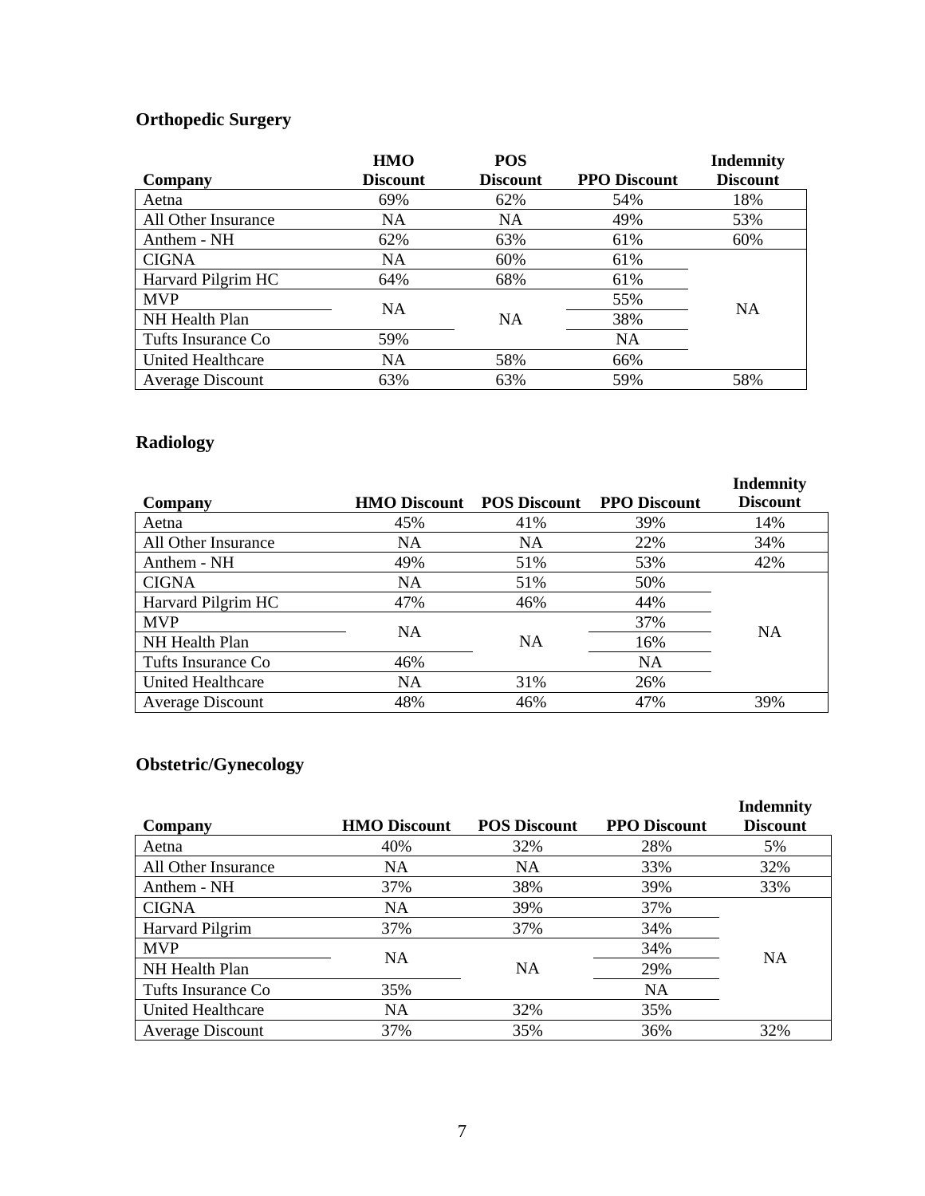## Orthopedic Surgery

| Company | HMO Discount | POS Discount | PPO Discount | Indemnity Discount |
|---|---|---|---|---|
| Aetna | 69% | 62% | 54% | 18% |
| All Other Insurance | NA | NA | 49% | 53% |
| Anthem - NH | 62% | 63% | 61% | 60% |
| CIGNA | NA | 60% | 61% | NA |
| Harvard Pilgrim HC | 64% | 68% | 61% | NA |
| MVP | NA | NA | 55% | NA |
| NH Health Plan | NA | NA | 38% | NA |
| Tufts Insurance Co | 59% | NA | NA | NA |
| United Healthcare | NA | 58% | 66% | NA |
| Average Discount | 63% | 63% | 59% | 58% |

## Radiology

| Company | HMO Discount | POS Discount | PPO Discount | Indemnity Discount |
|---|---|---|---|---|
| Aetna | 45% | 41% | 39% | 14% |
| All Other Insurance | NA | NA | 22% | 34% |
| Anthem - NH | 49% | 51% | 53% | 42% |
| CIGNA | NA | 51% | 50% | NA |
| Harvard Pilgrim HC | 47% | 46% | 44% | NA |
| MVP | NA | NA | 37% | NA |
| NH Health Plan | NA | NA | 16% | NA |
| Tufts Insurance Co | 46% | NA | NA | NA |
| United Healthcare | NA | 31% | 26% | NA |
| Average Discount | 48% | 46% | 47% | 39% |

## Obstetric/Gynecology

| Company | HMO Discount | POS Discount | PPO Discount | Indemnity Discount |
|---|---|---|---|---|
| Aetna | 40% | 32% | 28% | 5% |
| All Other Insurance | NA | NA | 33% | 32% |
| Anthem - NH | 37% | 38% | 39% | 33% |
| CIGNA | NA | 39% | 37% | NA |
| Harvard Pilgrim | 37% | 37% | 34% | NA |
| MVP | NA | NA | 34% | NA |
| NH Health Plan | NA | NA | 29% | NA |
| Tufts Insurance Co | 35% | NA | NA | NA |
| United Healthcare | NA | 32% | 35% | NA |
| Average Discount | 37% | 35% | 36% | 32% |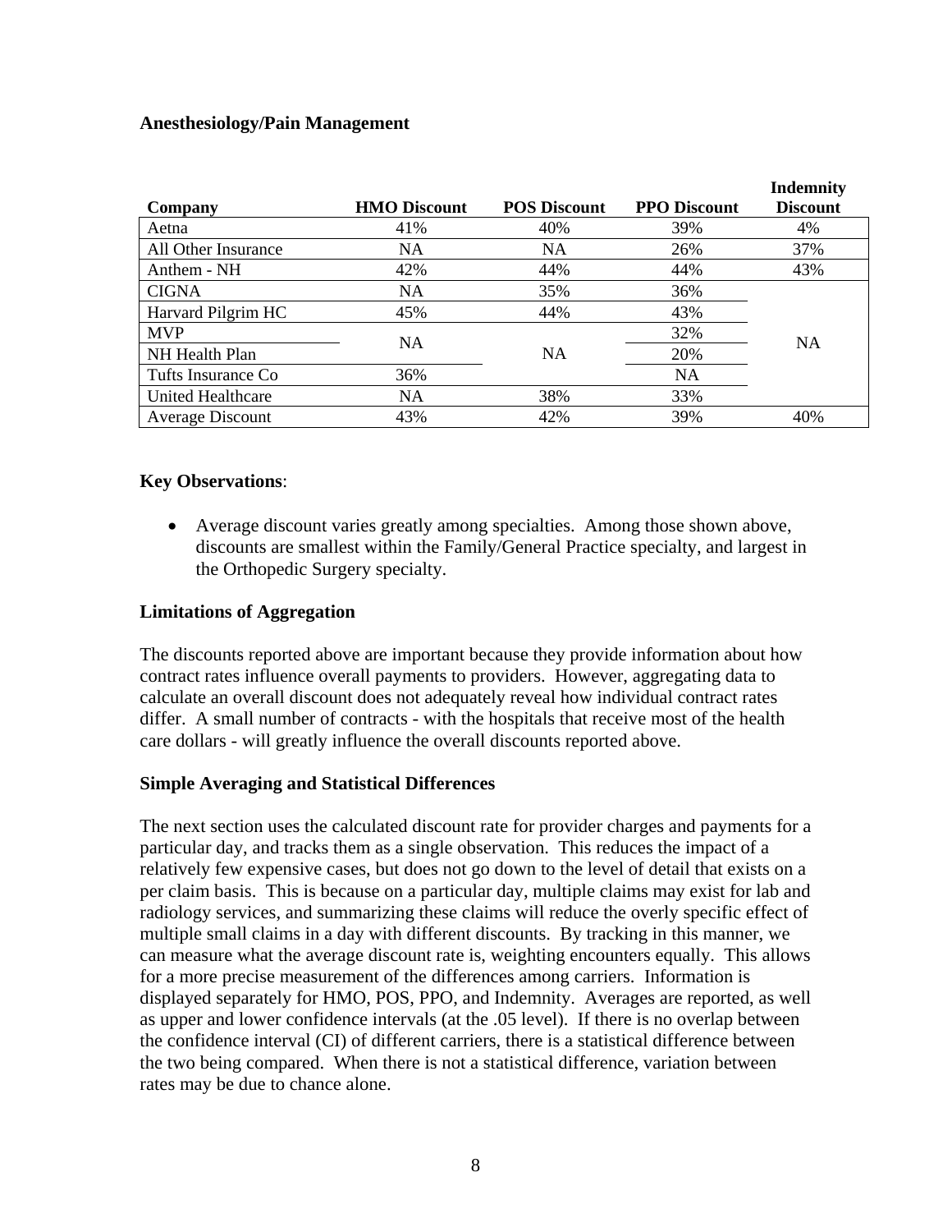### Anesthesiology/Pain Management

| Company | HMO Discount | POS Discount | PPO Discount | Indemnity Discount |
|---|---|---|---|---|
| Aetna | 41% | 40% | 39% | 4% |
| All Other Insurance | NA | NA | 26% | 37% |
| Anthem - NH | 42% | 44% | 44% | 43% |
| CIGNA | NA | 35% | 36% | NA |
| Harvard Pilgrim HC | 45% | 44% | 43% | NA |
| MVP | NA | NA | 32% | NA |
| NH Health Plan | NA | NA | 20% | NA |
| Tufts Insurance Co | 36% | NA | NA | NA |
| United Healthcare | NA | 38% | 33% | NA |
| Average Discount | 43% | 42% | 39% | 40% |

**Key Observations**:

- Average discount varies greatly among specialties. Among those shown above, discounts are smallest within the Family/General Practice specialty, and largest in the Orthopedic Surgery specialty.

### Limitations of Aggregation

The discounts reported above are important because they provide information about how contract rates influence overall payments to providers. However, aggregating data to calculate an overall discount does not adequately reveal how individual contract rates differ. A small number of contracts - with the hospitals that receive most of the health care dollars - will greatly influence the overall discounts reported above.

### Simple Averaging and Statistical Differences

The next section uses the calculated discount rate for provider charges and payments for a particular day, and tracks them as a single observation. This reduces the impact of a relatively few expensive cases, but does not go down to the level of detail that exists on a per claim basis. This is because on a particular day, multiple claims may exist for lab and radiology services, and summarizing these claims will reduce the overly specific effect of multiple small claims in a day with different discounts. By tracking in this manner, we can measure what the average discount rate is, weighting encounters equally. This allows for a more precise measurement of the differences among carriers. Information is displayed separately for HMO, POS, PPO, and Indemnity. Averages are reported, as well as upper and lower confidence intervals (at the .05 level). If there is no overlap between the confidence interval (CI) of different carriers, there is a statistical difference between the two being compared. When there is not a statistical difference, variation between rates may be due to chance alone.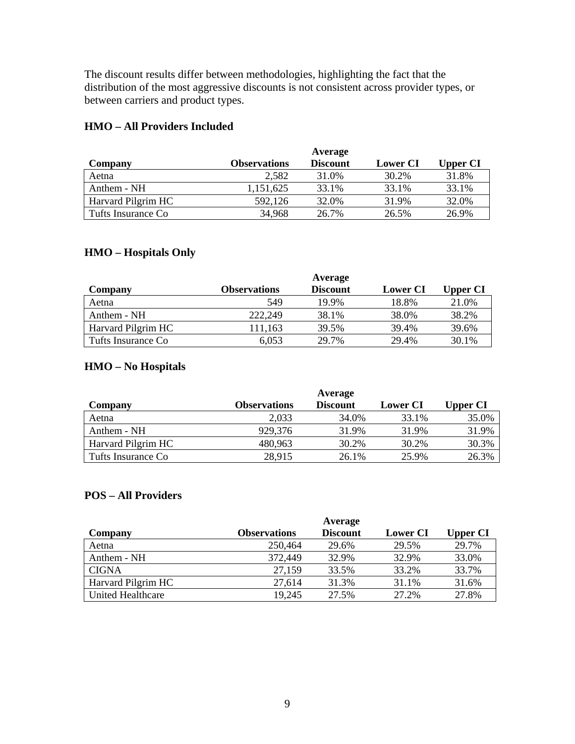The discount results differ between methodologies, highlighting the fact that the distribution of the most aggressive discounts is not consistent across provider types, or between carriers and product types.

### HMO – All Providers Included

| Company | Observations | Average Discount | Lower CI | Upper CI |
|---|---|---|---|---|
| Aetna | 2,582 | 31.0% | 30.2% | 31.8% |
| Anthem - NH | 1,151,625 | 33.1% | 33.1% | 33.1% |
| Harvard Pilgrim HC | 592,126 | 32.0% | 31.9% | 32.0% |
| Tufts Insurance Co | 34,968 | 26.7% | 26.5% | 26.9% |

### HMO – Hospitals Only

| Company | Observations | Average Discount | Lower CI | Upper CI |
|---|---|---|---|---|
| Aetna | 549 | 19.9% | 18.8% | 21.0% |
| Anthem - NH | 222,249 | 38.1% | 38.0% | 38.2% |
| Harvard Pilgrim HC | 111,163 | 39.5% | 39.4% | 39.6% |
| Tufts Insurance Co | 6,053 | 29.7% | 29.4% | 30.1% |

### HMO – No Hospitals

| Company | Observations | Average Discount | Lower CI | Upper CI |
|---|---|---|---|---|
| Aetna | 2,033 | 34.0% | 33.1% | 35.0% |
| Anthem - NH | 929,376 | 31.9% | 31.9% | 31.9% |
| Harvard Pilgrim HC | 480,963 | 30.2% | 30.2% | 30.3% |
| Tufts Insurance Co | 28,915 | 26.1% | 25.9% | 26.3% |

### POS – All Providers

| Company | Observations | Average Discount | Lower CI | Upper CI |
|---|---|---|---|---|
| Aetna | 250,464 | 29.6% | 29.5% | 29.7% |
| Anthem - NH | 372,449 | 32.9% | 32.9% | 33.0% |
| CIGNA | 27,159 | 33.5% | 33.2% | 33.7% |
| Harvard Pilgrim HC | 27,614 | 31.3% | 31.1% | 31.6% |
| United Healthcare | 19,245 | 27.5% | 27.2% | 27.8% |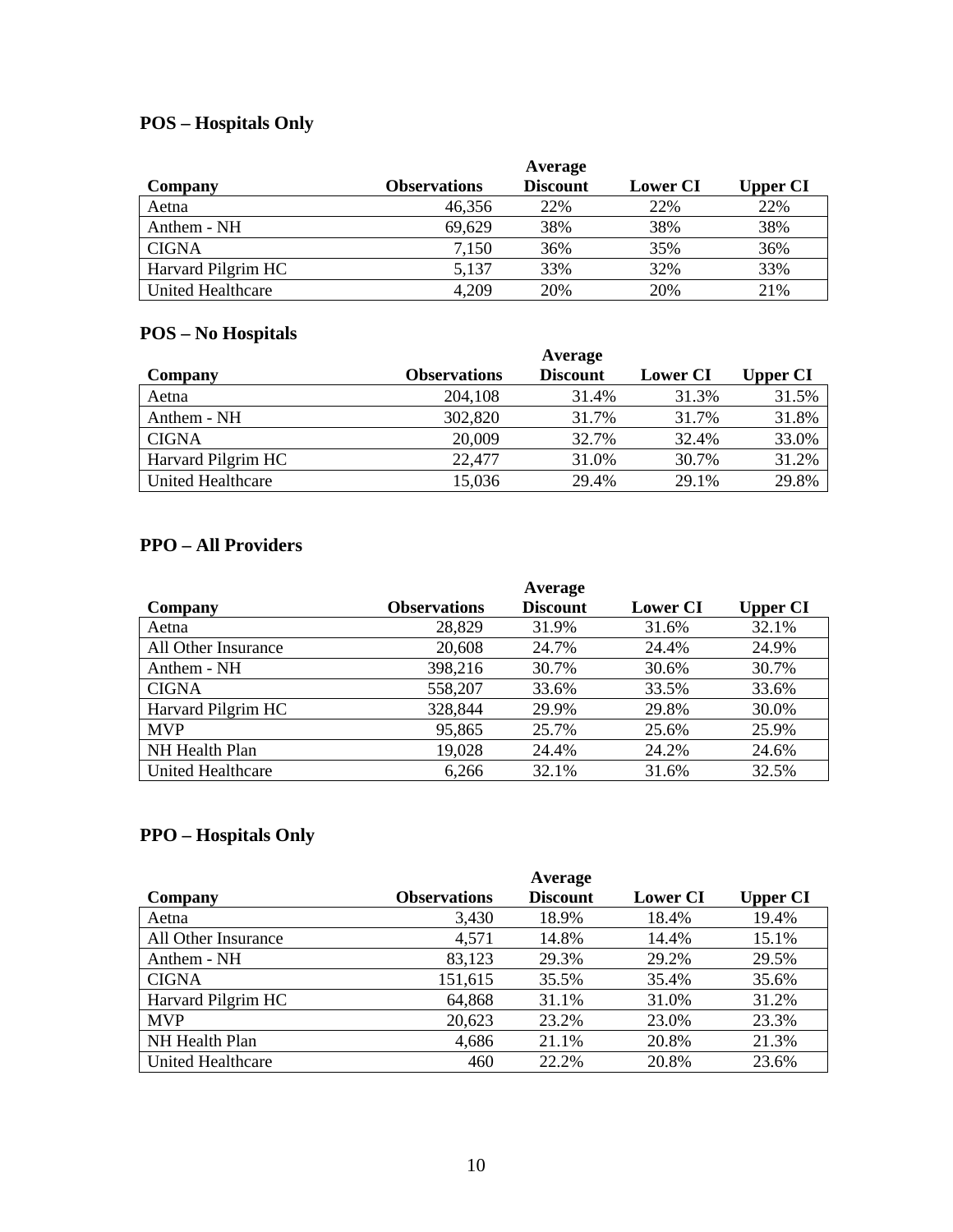## POS – Hospitals Only

| Company | Observations | Average Discount | Lower CI | Upper CI |
|---|---|---|---|---|
| Aetna | 46,356 | 22% | 22% | 22% |
| Anthem - NH | 69,629 | 38% | 38% | 38% |
| CIGNA | 7,150 | 36% | 35% | 36% |
| Harvard Pilgrim HC | 5,137 | 33% | 32% | 33% |
| United Healthcare | 4,209 | 20% | 20% | 21% |

## POS – No Hospitals

| Company | Observations | Average Discount | Lower CI | Upper CI |
|---|---|---|---|---|
| Aetna | 204,108 | 31.4% | 31.3% | 31.5% |
| Anthem - NH | 302,820 | 31.7% | 31.7% | 31.8% |
| CIGNA | 20,009 | 32.7% | 32.4% | 33.0% |
| Harvard Pilgrim HC | 22,477 | 31.0% | 30.7% | 31.2% |
| United Healthcare | 15,036 | 29.4% | 29.1% | 29.8% |

## PPO – All Providers

| Company | Observations | Average Discount | Lower CI | Upper CI |
|---|---|---|---|---|
| Aetna | 28,829 | 31.9% | 31.6% | 32.1% |
| All Other Insurance | 20,608 | 24.7% | 24.4% | 24.9% |
| Anthem - NH | 398,216 | 30.7% | 30.6% | 30.7% |
| CIGNA | 558,207 | 33.6% | 33.5% | 33.6% |
| Harvard Pilgrim HC | 328,844 | 29.9% | 29.8% | 30.0% |
| MVP | 95,865 | 25.7% | 25.6% | 25.9% |
| NH Health Plan | 19,028 | 24.4% | 24.2% | 24.6% |
| United Healthcare | 6,266 | 32.1% | 31.6% | 32.5% |

## PPO – Hospitals Only

| Company | Observations | Average Discount | Lower CI | Upper CI |
|---|---|---|---|---|
| Aetna | 3,430 | 18.9% | 18.4% | 19.4% |
| All Other Insurance | 4,571 | 14.8% | 14.4% | 15.1% |
| Anthem - NH | 83,123 | 29.3% | 29.2% | 29.5% |
| CIGNA | 151,615 | 35.5% | 35.4% | 35.6% |
| Harvard Pilgrim HC | 64,868 | 31.1% | 31.0% | 31.2% |
| MVP | 20,623 | 23.2% | 23.0% | 23.3% |
| NH Health Plan | 4,686 | 21.1% | 20.8% | 21.3% |
| United Healthcare | 460 | 22.2% | 20.8% | 23.6% |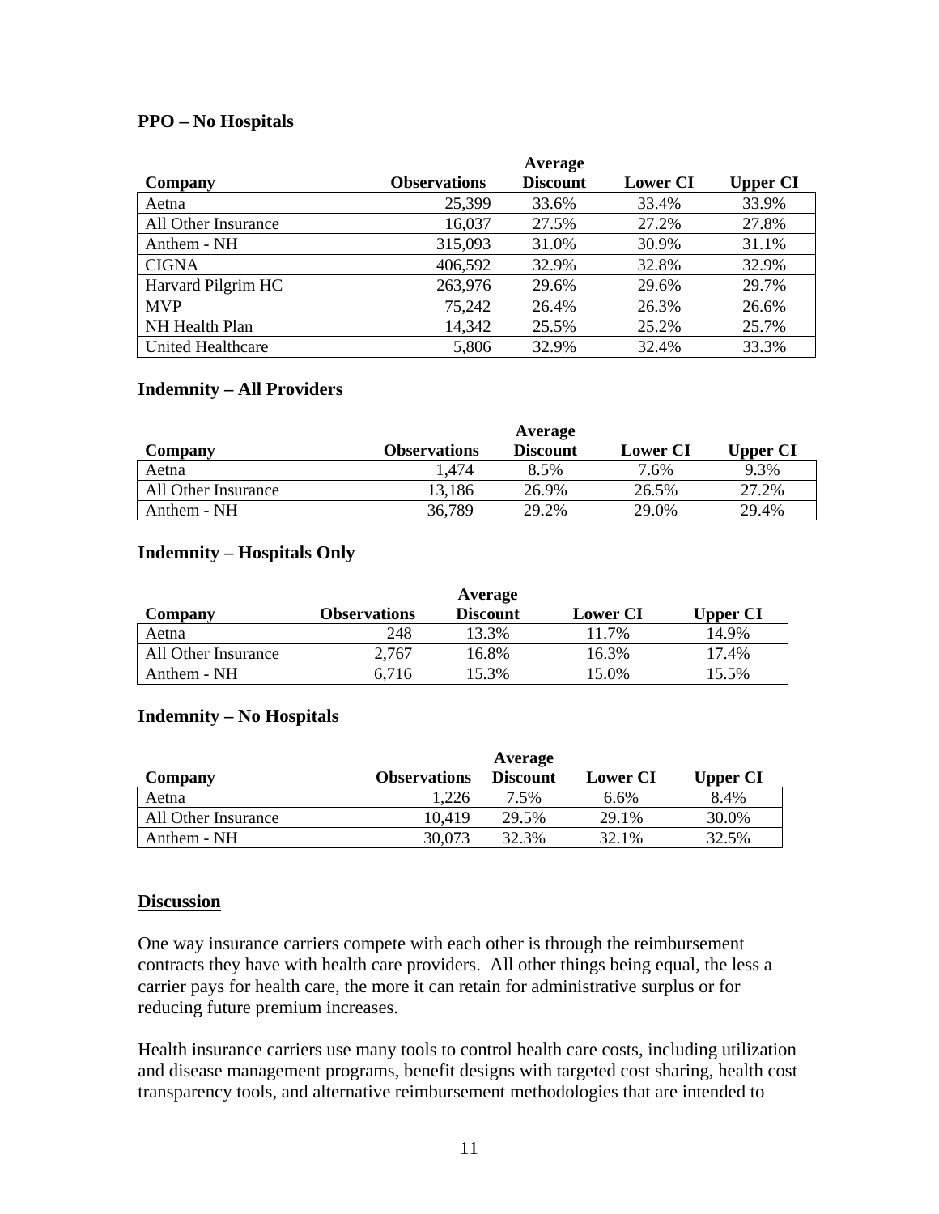**PPO – No Hospitals**

| Company | Observations | Average Discount | Lower CI | Upper CI |
|---|---|---|---|---|
| Aetna | 25,399 | 33.6% | 33.4% | 33.9% |
| All Other Insurance | 16,037 | 27.5% | 27.2% | 27.8% |
| Anthem - NH | 315,093 | 31.0% | 30.9% | 31.1% |
| CIGNA | 406,592 | 32.9% | 32.8% | 32.9% |
| Harvard Pilgrim HC | 263,976 | 29.6% | 29.6% | 29.7% |
| MVP | 75,242 | 26.4% | 26.3% | 26.6% |
| NH Health Plan | 14,342 | 25.5% | 25.2% | 25.7% |
| United Healthcare | 5,806 | 32.9% | 32.4% | 33.3% |

**Indemnity – All Providers**

| Company | Observations | Average Discount | Lower CI | Upper CI |
|---|---|---|---|---|
| Aetna | 1,474 | 8.5% | 7.6% | 9.3% |
| All Other Insurance | 13,186 | 26.9% | 26.5% | 27.2% |
| Anthem - NH | 36,789 | 29.2% | 29.0% | 29.4% |

**Indemnity – Hospitals Only**

| Company | Observations | Average Discount | Lower CI | Upper CI |
|---|---|---|---|---|
| Aetna | 248 | 13.3% | 11.7% | 14.9% |
| All Other Insurance | 2,767 | 16.8% | 16.3% | 17.4% |
| Anthem - NH | 6,716 | 15.3% | 15.0% | 15.5% |

**Indemnity – No Hospitals**

| Company | Observations | Average Discount | Lower CI | Upper CI |
|---|---|---|---|---|
| Aetna | 1,226 | 7.5% | 6.6% | 8.4% |
| All Other Insurance | 10,419 | 29.5% | 29.1% | 30.0% |
| Anthem - NH | 30,073 | 32.3% | 32.1% | 32.5% |

## Discussion

One way insurance carriers compete with each other is through the reimbursement contracts they have with health care providers. All other things being equal, the less a carrier pays for health care, the more it can retain for administrative surplus or for reducing future premium increases.

Health insurance carriers use many tools to control health care costs, including utilization and disease management programs, benefit designs with targeted cost sharing, health cost transparency tools, and alternative reimbursement methodologies that are intended to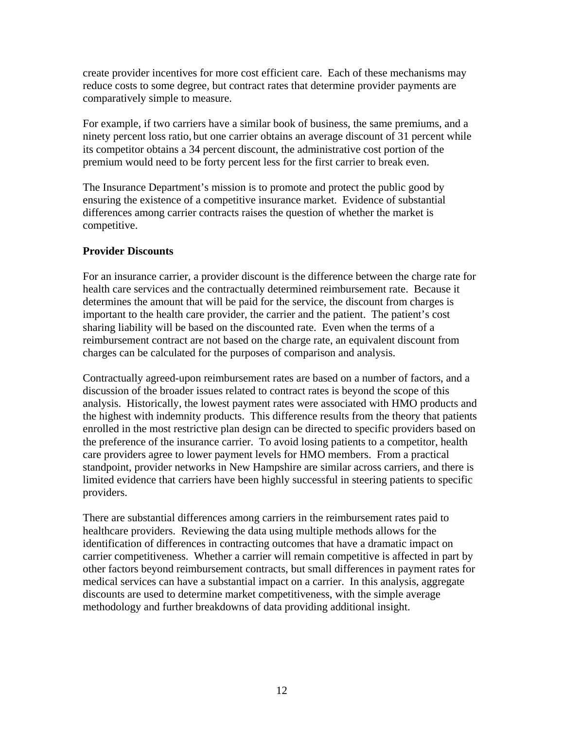create provider incentives for more cost efficient care. Each of these mechanisms may reduce costs to some degree, but contract rates that determine provider payments are comparatively simple to measure.

For example, if two carriers have a similar book of business, the same premiums, and a ninety percent loss ratio, but one carrier obtains an average discount of 31 percent while its competitor obtains a 34 percent discount, the administrative cost portion of the premium would need to be forty percent less for the first carrier to break even.

The Insurance Department's mission is to promote and protect the public good by ensuring the existence of a competitive insurance market. Evidence of substantial differences among carrier contracts raises the question of whether the market is competitive.

**Provider Discounts**

For an insurance carrier, a provider discount is the difference between the charge rate for health care services and the contractually determined reimbursement rate. Because it determines the amount that will be paid for the service, the discount from charges is important to the health care provider, the carrier and the patient. The patient's cost sharing liability will be based on the discounted rate. Even when the terms of a reimbursement contract are not based on the charge rate, an equivalent discount from charges can be calculated for the purposes of comparison and analysis.

Contractually agreed-upon reimbursement rates are based on a number of factors, and a discussion of the broader issues related to contract rates is beyond the scope of this analysis. Historically, the lowest payment rates were associated with HMO products and the highest with indemnity products. This difference results from the theory that patients enrolled in the most restrictive plan design can be directed to specific providers based on the preference of the insurance carrier. To avoid losing patients to a competitor, health care providers agree to lower payment levels for HMO members. From a practical standpoint, provider networks in New Hampshire are similar across carriers, and there is limited evidence that carriers have been highly successful in steering patients to specific providers.

There are substantial differences among carriers in the reimbursement rates paid to healthcare providers. Reviewing the data using multiple methods allows for the identification of differences in contracting outcomes that have a dramatic impact on carrier competitiveness. Whether a carrier will remain competitive is affected in part by other factors beyond reimbursement contracts, but small differences in payment rates for medical services can have a substantial impact on a carrier. In this analysis, aggregate discounts are used to determine market competitiveness, with the simple average methodology and further breakdowns of data providing additional insight.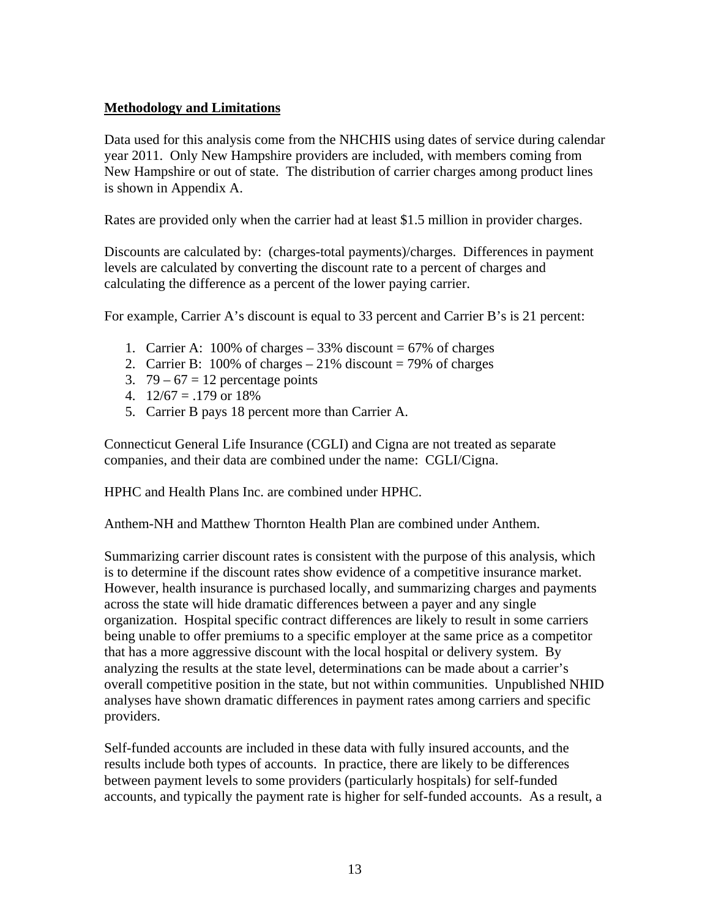## **Methodology and Limitations**

Data used for this analysis come from the NHCHIS using dates of service during calendar year 2011. Only New Hampshire providers are included, with members coming from New Hampshire or out of state. The distribution of carrier charges among product lines is shown in Appendix A.

Rates are provided only when the carrier had at least $1.5 million in provider charges.

Discounts are calculated by: (charges-total payments)/charges. Differences in payment levels are calculated by converting the discount rate to a percent of charges and calculating the difference as a percent of the lower paying carrier.

For example, Carrier A's discount is equal to 33 percent and Carrier B's is 21 percent:

1. Carrier A: 100% of charges – 33% discount = 67% of charges
2. Carrier B: 100% of charges – 21% discount = 79% of charges
3. 79 – 67 = 12 percentage points
4. 12/67 = .179 or 18%
5. Carrier B pays 18 percent more than Carrier A.

Connecticut General Life Insurance (CGLI) and Cigna are not treated as separate companies, and their data are combined under the name: CGLI/Cigna.

HPHC and Health Plans Inc. are combined under HPHC.

Anthem-NH and Matthew Thornton Health Plan are combined under Anthem.

Summarizing carrier discount rates is consistent with the purpose of this analysis, which is to determine if the discount rates show evidence of a competitive insurance market. However, health insurance is purchased locally, and summarizing charges and payments across the state will hide dramatic differences between a payer and any single organization. Hospital specific contract differences are likely to result in some carriers being unable to offer premiums to a specific employer at the same price as a competitor that has a more aggressive discount with the local hospital or delivery system. By analyzing the results at the state level, determinations can be made about a carrier's overall competitive position in the state, but not within communities. Unpublished NHID analyses have shown dramatic differences in payment rates among carriers and specific providers.

Self-funded accounts are included in these data with fully insured accounts, and the results include both types of accounts. In practice, there are likely to be differences between payment levels to some providers (particularly hospitals) for self-funded accounts, and typically the payment rate is higher for self-funded accounts. As a result, a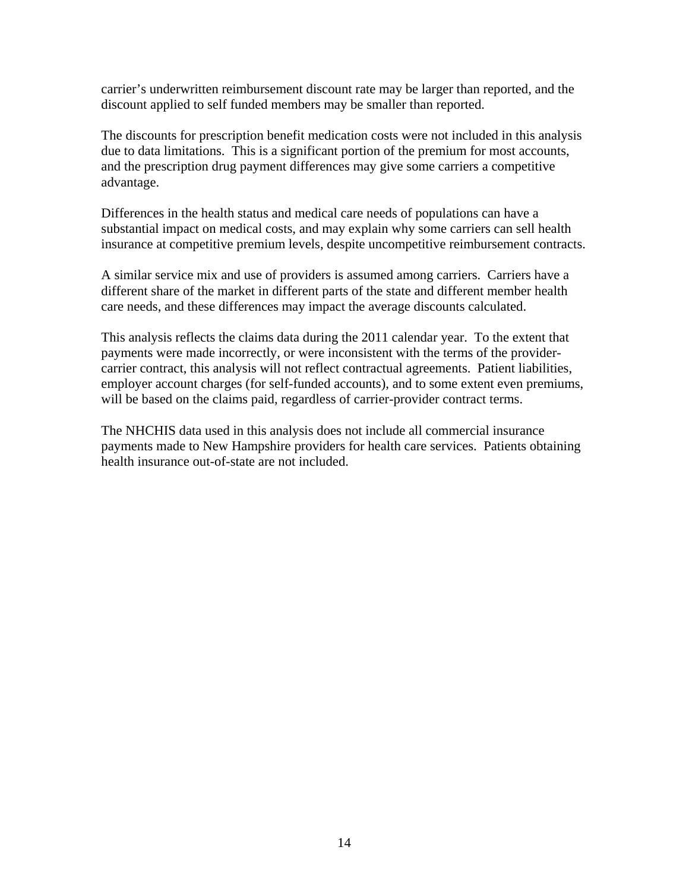carrier's underwritten reimbursement discount rate may be larger than reported, and the discount applied to self funded members may be smaller than reported.

The discounts for prescription benefit medication costs were not included in this analysis due to data limitations. This is a significant portion of the premium for most accounts, and the prescription drug payment differences may give some carriers a competitive advantage.

Differences in the health status and medical care needs of populations can have a substantial impact on medical costs, and may explain why some carriers can sell health insurance at competitive premium levels, despite uncompetitive reimbursement contracts.

A similar service mix and use of providers is assumed among carriers. Carriers have a different share of the market in different parts of the state and different member health care needs, and these differences may impact the average discounts calculated.

This analysis reflects the claims data during the 2011 calendar year. To the extent that payments were made incorrectly, or were inconsistent with the terms of the provider-carrier contract, this analysis will not reflect contractual agreements. Patient liabilities, employer account charges (for self-funded accounts), and to some extent even premiums, will be based on the claims paid, regardless of carrier-provider contract terms.

The NHCHIS data used in this analysis does not include all commercial insurance payments made to New Hampshire providers for health care services. Patients obtaining health insurance out-of-state are not included.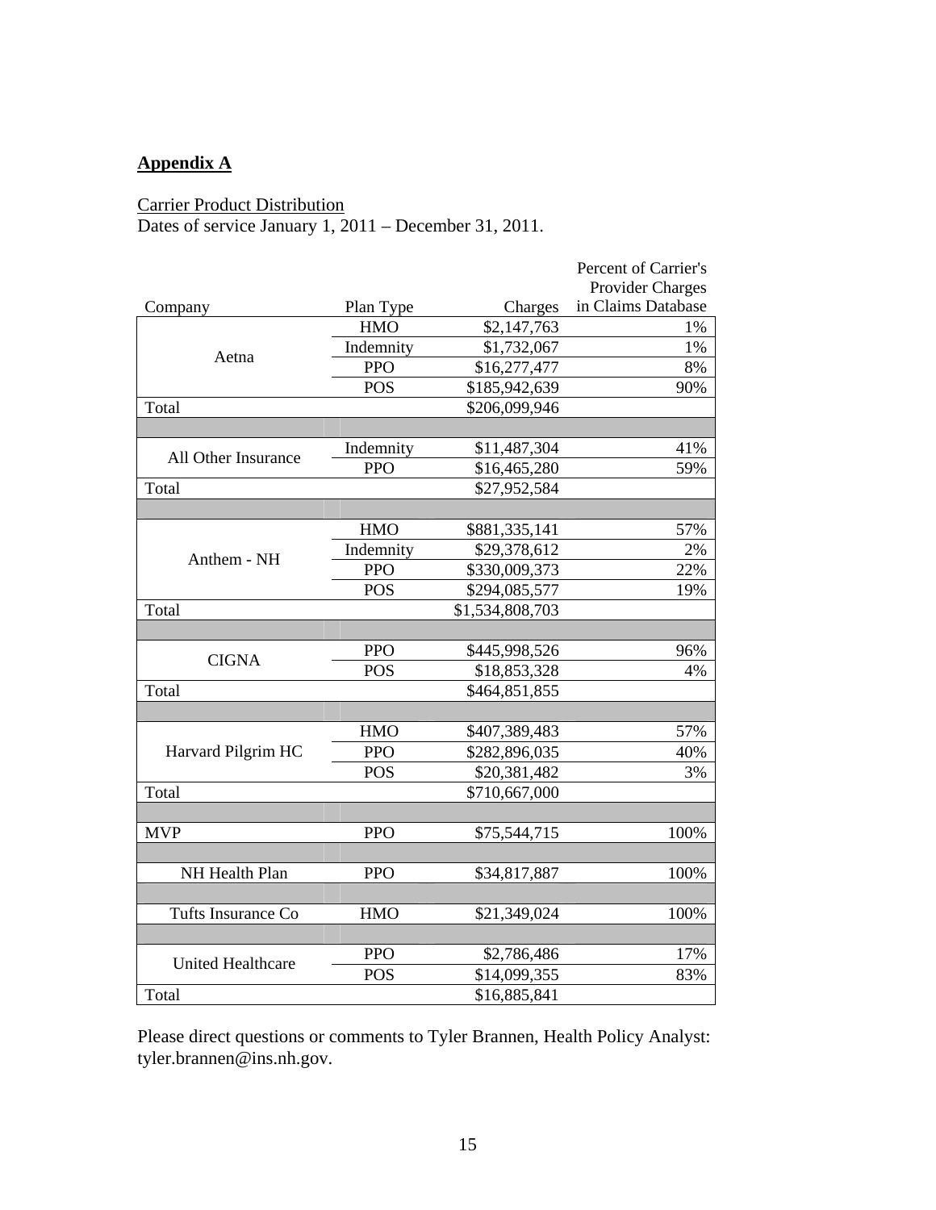## **Appendix A**

Carrier Product Distribution
Dates of service January 1, 2011 – December 31, 2011.

| Company | Plan Type | Charges | Percent of Carrier's Provider Charges in Claims Database |
|---|---|---|---|
| Aetna | HMO | $2,147,763 | 1% |
| | Indemnity | $1,732,067 | 1% |
| | PPO | $16,277,477 | 8% |
| | POS | $185,942,639 | 90% |
| Total | | $206,099,946 | |
| | | | |
| All Other Insurance | Indemnity | $11,487,304 | 41% |
| | PPO | $16,465,280 | 59% |
| Total | | $27,952,584 | |
| | | | |
| Anthem - NH | HMO | $881,335,141 | 57% |
| | Indemnity | $29,378,612 | 2% |
| | PPO | $330,009,373 | 22% |
| | POS | $294,085,577 | 19% |
| Total | | $1,534,808,703 | |
| | | | |
| CIGNA | PPO | $445,998,526 | 96% |
| | POS | $18,853,328 | 4% |
| Total | | $464,851,855 | |
| | | | |
| Harvard Pilgrim HC | HMO | $407,389,483 | 57% |
| | PPO | $282,896,035 | 40% |
| | POS | $20,381,482 | 3% |
| Total | | $710,667,000 | |
| | | | |
| MVP | PPO | $75,544,715 | 100% |
| | | | |
| NH Health Plan | PPO | $34,817,887 | 100% |
| | | | |
| Tufts Insurance Co | HMO | $21,349,024 | 100% |
| | | | |
| United Healthcare | PPO | $2,786,486 | 17% |
| | POS | $14,099,355 | 83% |
| Total | | $16,885,841 | |

Please direct questions or comments to Tyler Brannen, Health Policy Analyst: tyler.brannen@ins.nh.gov.